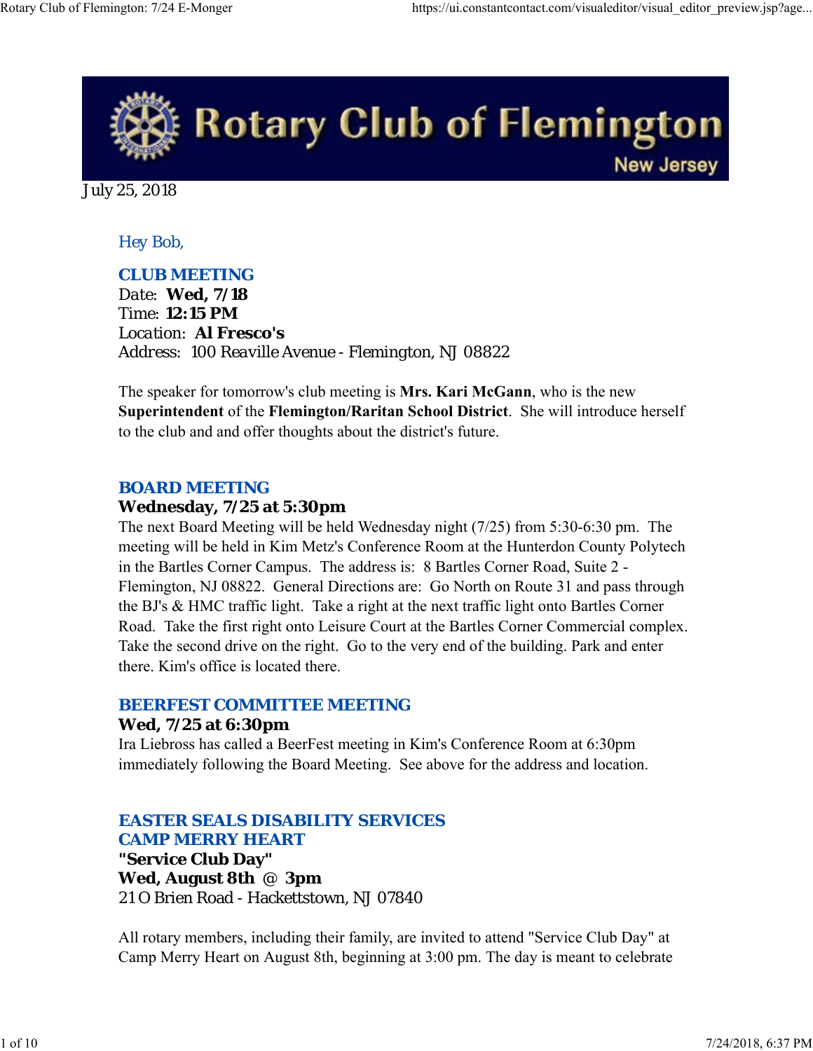# Rotary Club of Flemington

New Jersey

July 25, 2018

Hey Bob,

## CLUB MEETING

Date: **Wed, 7/18**
Time: **12:15 PM**
Location: **Al Fresco's**
Address: 100 Reaville Avenue - Flemington, NJ 08822

The speaker for tomorrow's club meeting is **Mrs. Kari McGann**, who is the new **Superintendent** of the **Flemington/Raritan School District**. She will introduce herself to the club and and offer thoughts about the district's future.

## BOARD MEETING

**Wednesday, 7/25 at 5:30pm**

The next Board Meeting will be held Wednesday night (7/25) from 5:30-6:30 pm. The meeting will be held in Kim Metz's Conference Room at the Hunterdon County Polytech in the Bartles Corner Campus. The address is: 8 Bartles Corner Road, Suite 2 - Flemington, NJ 08822. General Directions are: Go North on Route 31 and pass through the BJ's & HMC traffic light. Take a right at the next traffic light onto Bartles Corner Road. Take the first right onto Leisure Court at the Bartles Corner Commercial complex. Take the second drive on the right. Go to the very end of the building. Park and enter there. Kim's office is located there.

## BEERFEST COMMITTEE MEETING

**Wed, 7/25 at 6:30pm**

Ira Liebross has called a BeerFest meeting in Kim's Conference Room at 6:30pm immediately following the Board Meeting. See above for the address and location.

## EASTER SEALS DISABILITY SERVICES CAMP MERRY HEART

**"Service Club Day"**
**Wed, August 8th @ 3pm**
21 O Brien Road - Hackettstown, NJ 07840

All rotary members, including their family, are invited to attend "Service Club Day" at Camp Merry Heart on August 8th, beginning at 3:00 pm. The day is meant to celebrate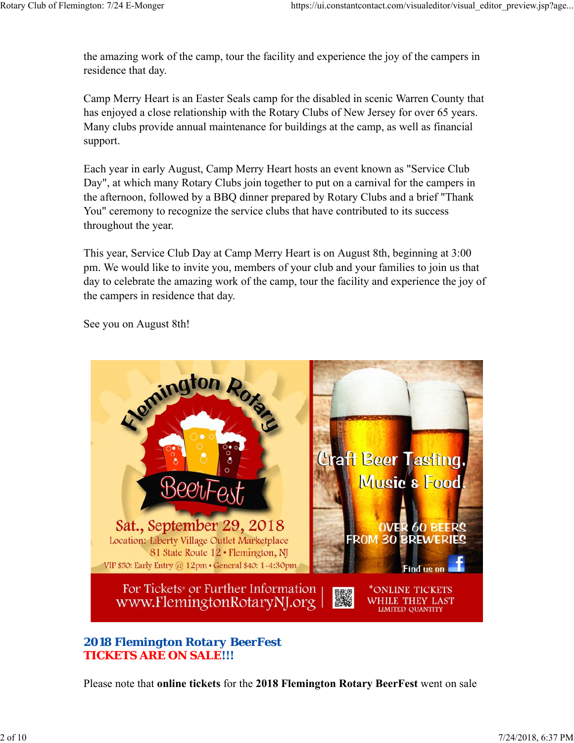the amazing work of the camp, tour the facility and experience the joy of the campers in residence that day.

Camp Merry Heart is an Easter Seals camp for the disabled in scenic Warren County that has enjoyed a close relationship with the Rotary Clubs of New Jersey for over 65 years. Many clubs provide annual maintenance for buildings at the camp, as well as financial support.

Each year in early August, Camp Merry Heart hosts an event known as "Service Club Day", at which many Rotary Clubs join together to put on a carnival for the campers in the afternoon, followed by a BBQ dinner prepared by Rotary Clubs and a brief "Thank You" ceremony to recognize the service clubs that have contributed to its success throughout the year.

This year, Service Club Day at Camp Merry Heart is on August 8th, beginning at 3:00 pm. We would like to invite you, members of your club and your families to join us that day to celebrate the amazing work of the camp, tour the facility and experience the joy of the campers in residence that day.

See you on August 8th!

Flemington Rotary BeerFest

Sat., September 29, 2018
Location: Liberty Village Outlet Marketplace
81 State Route 12 • Flemington, NJ
VIP $50: Early Entry @ 12pm • General $40: 1-4:30pm

Craft Beer Tasting, Music & Food.

OVER 60 BEERS FROM 30 BREWERIES

Find us on Facebook

For Tickets* or Further Information
www.FlemingtonRotaryNJ.org

*ONLINE TICKETS WHILE THEY LAST
LIMITED QUANTITY

## 2018 Flemington Rotary BeerFest
**TICKETS ARE ON SALE!!!**

Please note that **online tickets** for the **2018 Flemington Rotary BeerFest** went on sale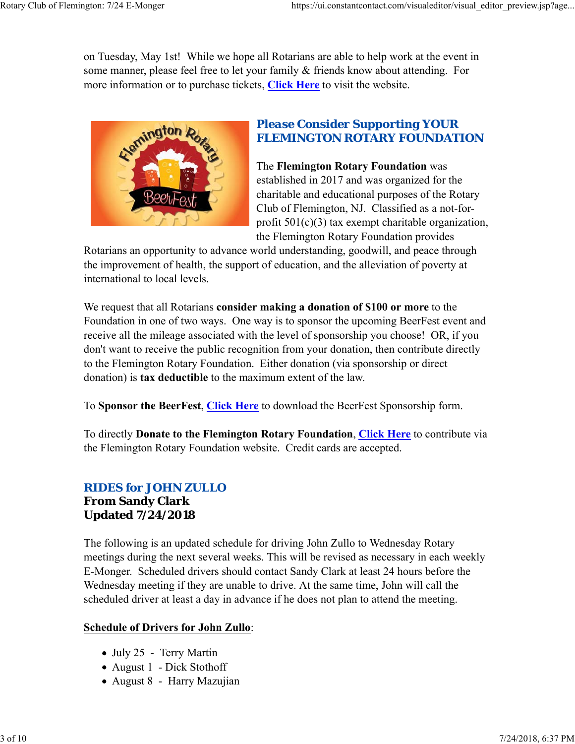on Tuesday, May 1st! While we hope all Rotarians are able to help work at the event in some manner, please feel free to let your family & friends know about attending. For more information or to purchase tickets, **Click Here** to visit the website.

## Please Consider Supporting YOUR FLEMINGTON ROTARY FOUNDATION

The **Flemington Rotary Foundation** was established in 2017 and was organized for the charitable and educational purposes of the Rotary Club of Flemington, NJ. Classified as a not-for-profit 501(c)(3) tax exempt charitable organization, the Flemington Rotary Foundation provides Rotarians an opportunity to advance world understanding, goodwill, and peace through the improvement of health, the support of education, and the alleviation of poverty at international to local levels.

We request that all Rotarians **consider making a donation of $100 or more** to the Foundation in one of two ways. One way is to sponsor the upcoming BeerFest event and receive all the mileage associated with the level of sponsorship you choose! OR, if you don't want to receive the public recognition from your donation, then contribute directly to the Flemington Rotary Foundation. Either donation (via sponsorship or direct donation) is **tax deductible** to the maximum extent of the law.

To **Sponsor the BeerFest**, **Click Here** to download the BeerFest Sponsorship form.

To directly **Donate to the Flemington Rotary Foundation**, **Click Here** to contribute via the Flemington Rotary Foundation website. Credit cards are accepted.

## RIDES for JOHN ZULLO
### From Sandy Clark
### Updated 7/24/2018

The following is an updated schedule for driving John Zullo to Wednesday Rotary meetings during the next several weeks. This will be revised as necessary in each weekly E-Monger. Scheduled drivers should contact Sandy Clark at least 24 hours before the Wednesday meeting if they are unable to drive. At the same time, John will call the scheduled driver at least a day in advance if he does not plan to attend the meeting.

**Schedule of Drivers for John Zullo**:

- July 25 - Terry Martin
- August 1 - Dick Stothoff
- August 8 - Harry Mazujian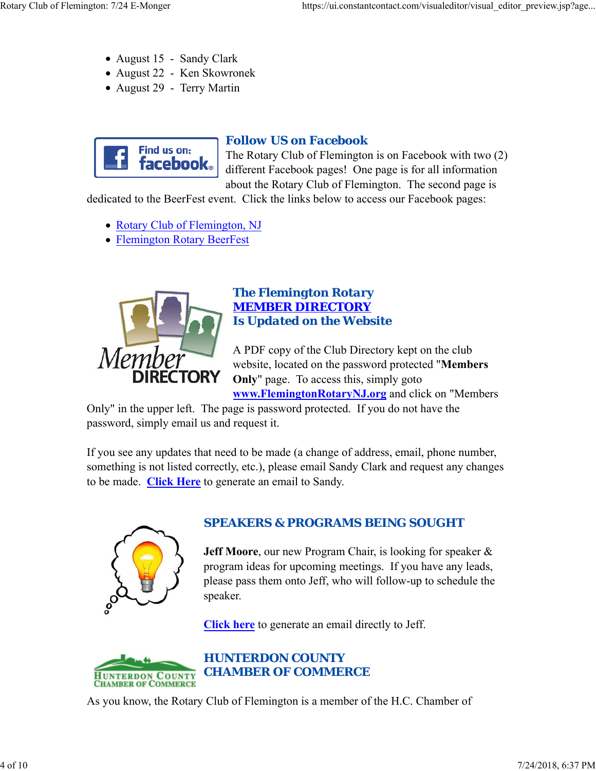- August 15 - Sandy Clark
- August 22 - Ken Skowronek
- August 29 - Terry Martin

## Follow US on Facebook

The Rotary Club of Flemington is on Facebook with two (2) different Facebook pages! One page is for all information about the Rotary Club of Flemington. The second page is dedicated to the BeerFest event. Click the links below to access our Facebook pages:

- Rotary Club of Flemington, NJ
- Flemington Rotary BeerFest

## The Flemington Rotary MEMBER DIRECTORY Is Updated on the Website

A PDF copy of the Club Directory kept on the club website, located on the password protected "**Members Only**" page. To access this, simply goto **www.FlemingtonRotaryNJ.org** and click on "Members Only" in the upper left. The page is password protected. If you do not have the password, simply email us and request it.

If you see any updates that need to be made (a change of address, email, phone number, something is not listed correctly, etc.), please email Sandy Clark and request any changes to be made. **Click Here** to generate an email to Sandy.

## SPEAKERS & PROGRAMS BEING SOUGHT

**Jeff Moore**, our new Program Chair, is looking for speaker & program ideas for upcoming meetings. If you have any leads, please pass them onto Jeff, who will follow-up to schedule the speaker.

**Click here** to generate an email directly to Jeff.

## HUNTERDON COUNTY CHAMBER OF COMMERCE

As you know, the Rotary Club of Flemington is a member of the H.C. Chamber of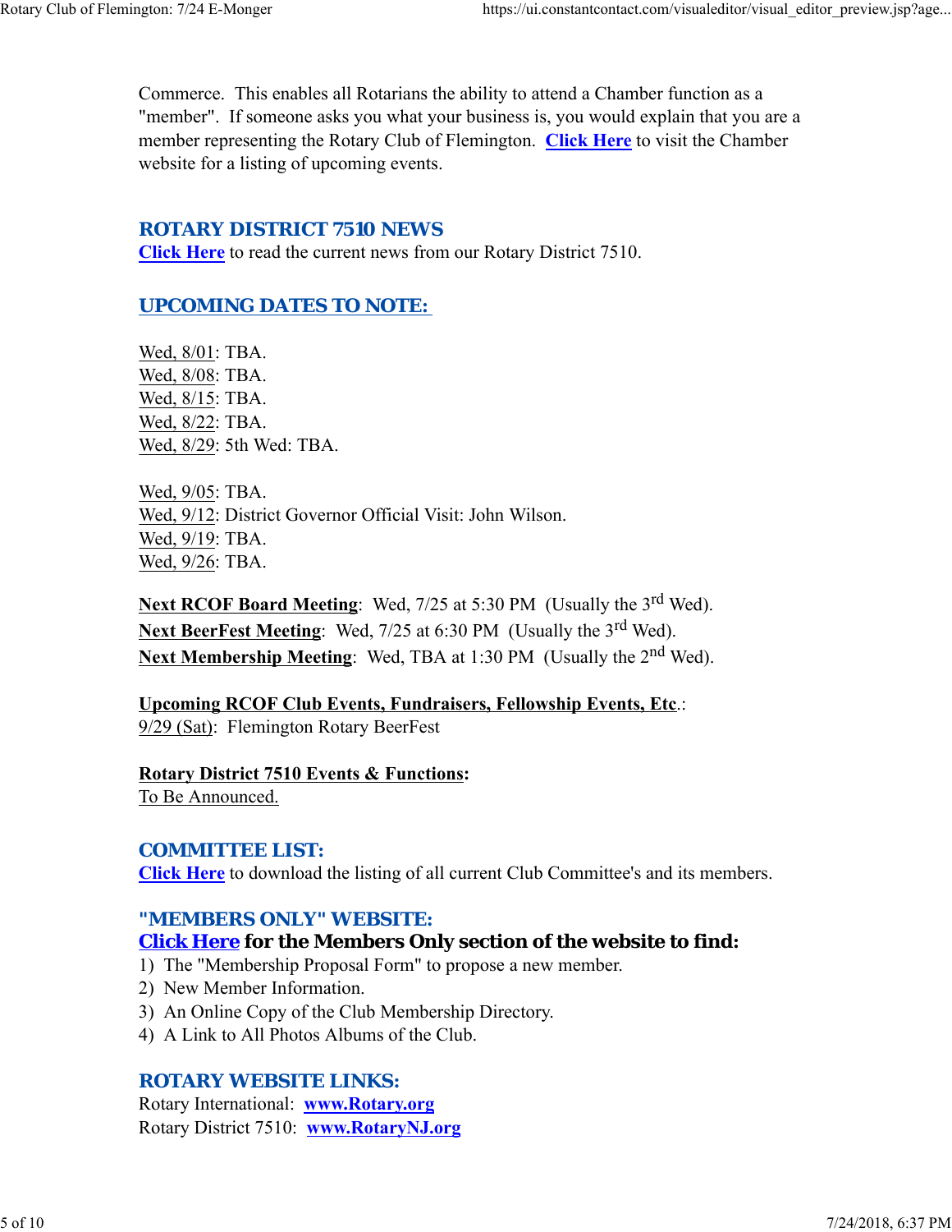Commerce. This enables all Rotarians the ability to attend a Chamber function as a "member". If someone asks you what your business is, you would explain that you are a member representing the Rotary Club of Flemington. **Click Here** to visit the Chamber website for a listing of upcoming events.

## ROTARY DISTRICT 7510 NEWS

**Click Here** to read the current news from our Rotary District 7510.

## UPCOMING DATES TO NOTE:

Wed, 8/01: TBA.
Wed, 8/08: TBA.
Wed, 8/15: TBA.
Wed, 8/22: TBA.
Wed, 8/29: 5th Wed: TBA.

Wed, 9/05: TBA.
Wed, 9/12: District Governor Official Visit: John Wilson.
Wed, 9/19: TBA.
Wed, 9/26: TBA.

**Next RCOF Board Meeting**: Wed, 7/25 at 5:30 PM (Usually the 3rd Wed).
**Next BeerFest Meeting**: Wed, 7/25 at 6:30 PM (Usually the 3rd Wed).
**Next Membership Meeting**: Wed, TBA at 1:30 PM (Usually the 2nd Wed).

**Upcoming RCOF Club Events, Fundraisers, Fellowship Events, Etc.**:
9/29 (Sat): Flemington Rotary BeerFest

**Rotary District 7510 Events & Functions:**
To Be Announced.

## COMMITTEE LIST:

**Click Here** to download the listing of all current Club Committee's and its members.

## "MEMBERS ONLY" WEBSITE:

**Click Here for the Members Only section of the website to find:**

1) The "Membership Proposal Form" to propose a new member.
2) New Member Information.
3) An Online Copy of the Club Membership Directory.
4) A Link to All Photos Albums of the Club.

## ROTARY WEBSITE LINKS:

Rotary International: **www.Rotary.org**
Rotary District 7510: **www.RotaryNJ.org**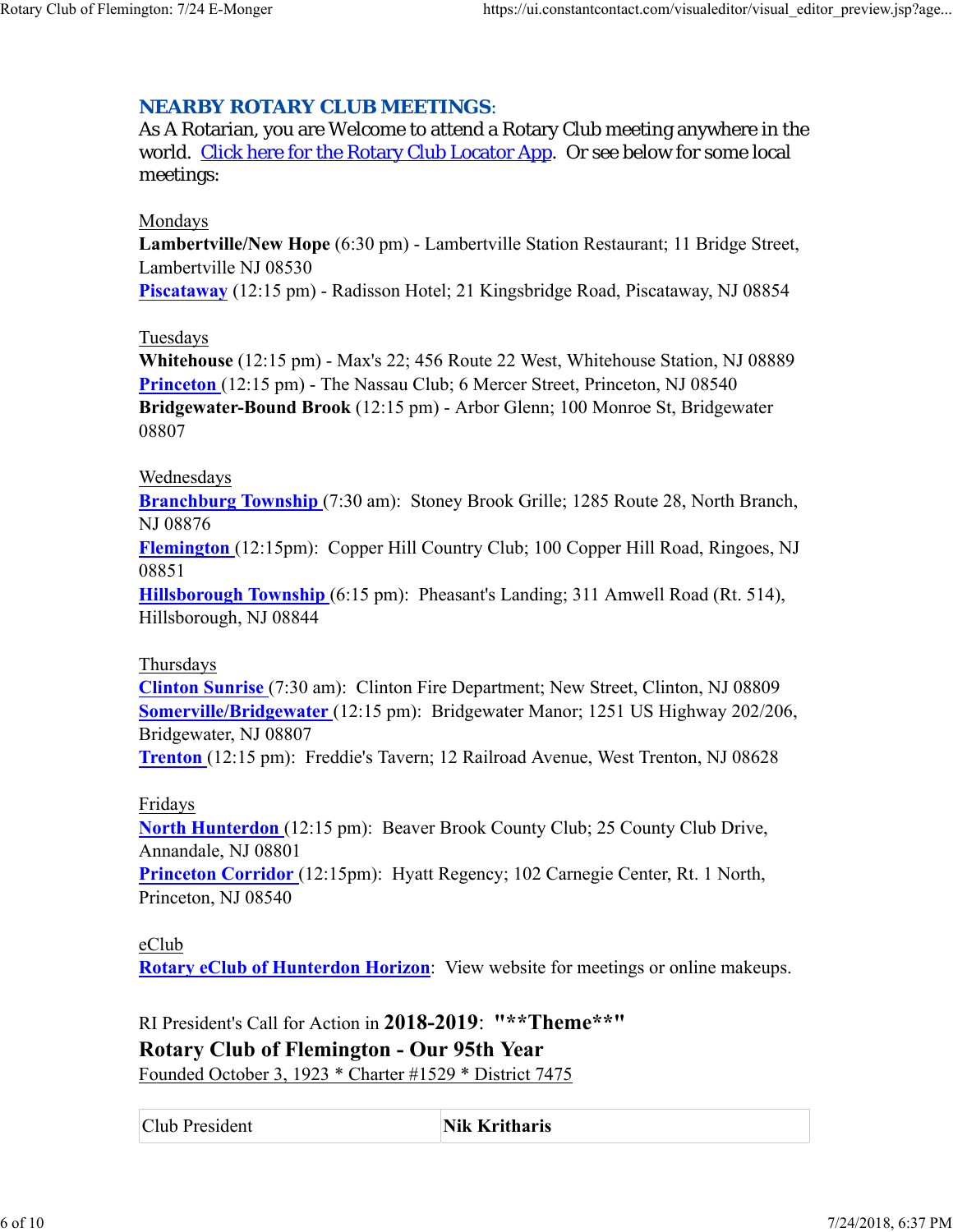## NEARBY ROTARY CLUB MEETINGS:

As A Rotarian, you are Welcome to attend a Rotary Club meeting anywhere in the world. Click here for the Rotary Club Locator App. Or see below for some local meetings:

Mondays
**Lambertville/New Hope** (6:30 pm) - Lambertville Station Restaurant; 11 Bridge Street, Lambertville NJ 08530
**Piscataway** (12:15 pm) - Radisson Hotel; 21 Kingsbridge Road, Piscataway, NJ 08854

Tuesdays
**Whitehouse** (12:15 pm) - Max's 22; 456 Route 22 West, Whitehouse Station, NJ 08889
**Princeton** (12:15 pm) - The Nassau Club; 6 Mercer Street, Princeton, NJ 08540
**Bridgewater-Bound Brook** (12:15 pm) - Arbor Glenn; 100 Monroe St, Bridgewater 08807

Wednesdays
**Branchburg Township** (7:30 am): Stoney Brook Grille; 1285 Route 28, North Branch, NJ 08876
**Flemington** (12:15pm): Copper Hill Country Club; 100 Copper Hill Road, Ringoes, NJ 08851
**Hillsborough Township** (6:15 pm): Pheasant's Landing; 311 Amwell Road (Rt. 514), Hillsborough, NJ 08844

Thursdays
**Clinton Sunrise** (7:30 am): Clinton Fire Department; New Street, Clinton, NJ 08809
**Somerville/Bridgewater** (12:15 pm): Bridgewater Manor; 1251 US Highway 202/206, Bridgewater, NJ 08807
**Trenton** (12:15 pm): Freddie's Tavern; 12 Railroad Avenue, West Trenton, NJ 08628

Fridays
**North Hunterdon** (12:15 pm): Beaver Brook County Club; 25 County Club Drive, Annandale, NJ 08801
**Princeton Corridor** (12:15pm): Hyatt Regency; 102 Carnegie Center, Rt. 1 North, Princeton, NJ 08540

eClub
**Rotary eClub of Hunterdon Horizon**: View website for meetings or online makeups.

RI President's Call for Action in **2018-2019**: **"**Theme**"**
**Rotary Club of Flemington - Our 95th Year**
Founded October 3, 1923 * Charter #1529 * District 7475

| Club President | **Nik Kritharis** |
|---|---|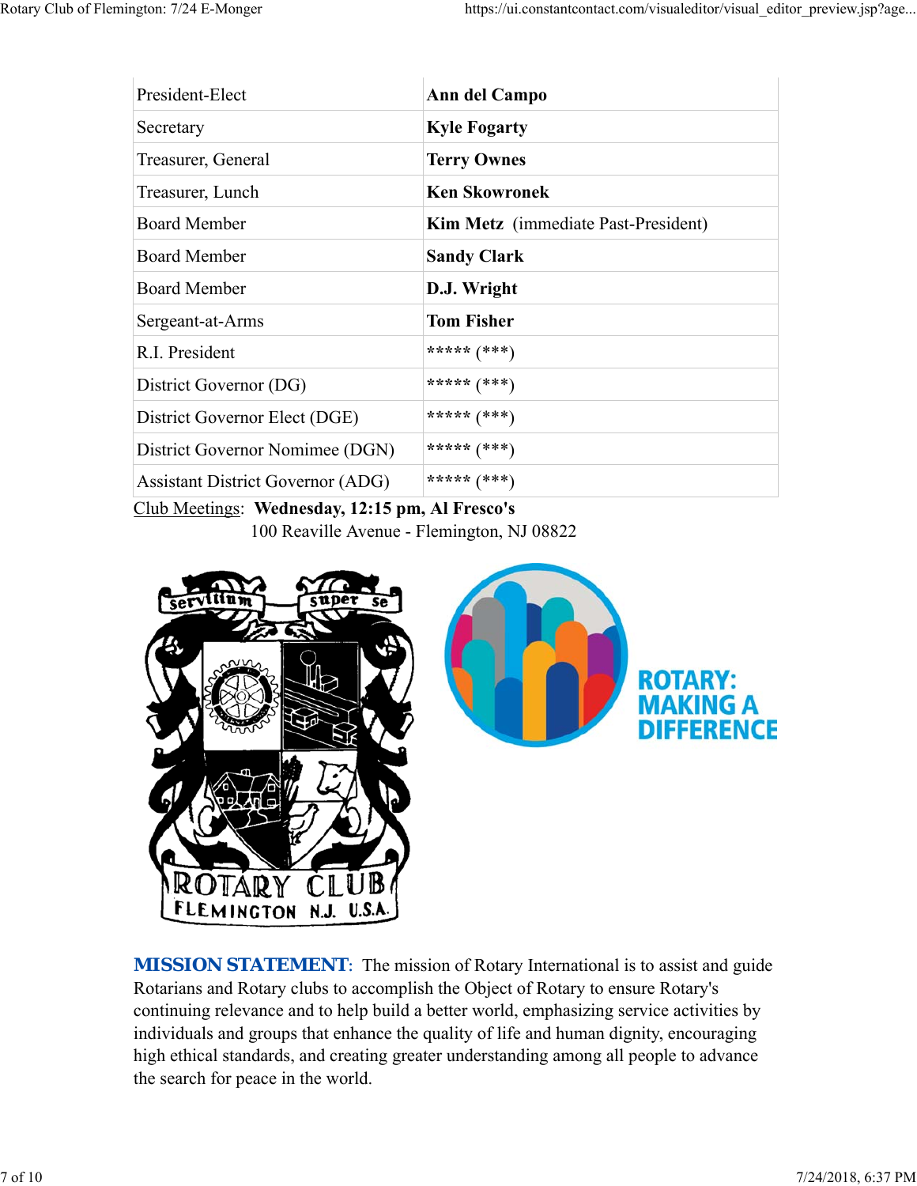| President-Elect | **Ann del Campo** |
|---|---|
| Secretary | **Kyle Fogarty** |
| Treasurer, General | **Terry Ownes** |
| Treasurer, Lunch | **Ken Skowronek** |
| Board Member | **Kim Metz** (immediate Past-President) |
| Board Member | **Sandy Clark** |
| Board Member | **D.J. Wright** |
| Sergeant-at-Arms | **Tom Fisher** |
| R.I. President | ***** (***) |
| District Governor (DG) | ***** (***) |
| District Governor Elect (DGE) | ***** (***) |
| District Governor Nomimee (DGN) | ***** (***) |
| Assistant District Governor (ADG) | ***** (***) |

Club Meetings: **Wednesday, 12:15 pm, Al Fresco's**
100 Reaville Avenue - Flemington, NJ 08822

**MISSION STATEMENT**: The mission of Rotary International is to assist and guide Rotarians and Rotary clubs to accomplish the Object of Rotary to ensure Rotary's continuing relevance and to help build a better world, emphasizing service activities by individuals and groups that enhance the quality of life and human dignity, encouraging high ethical standards, and creating greater understanding among all people to advance the search for peace in the world.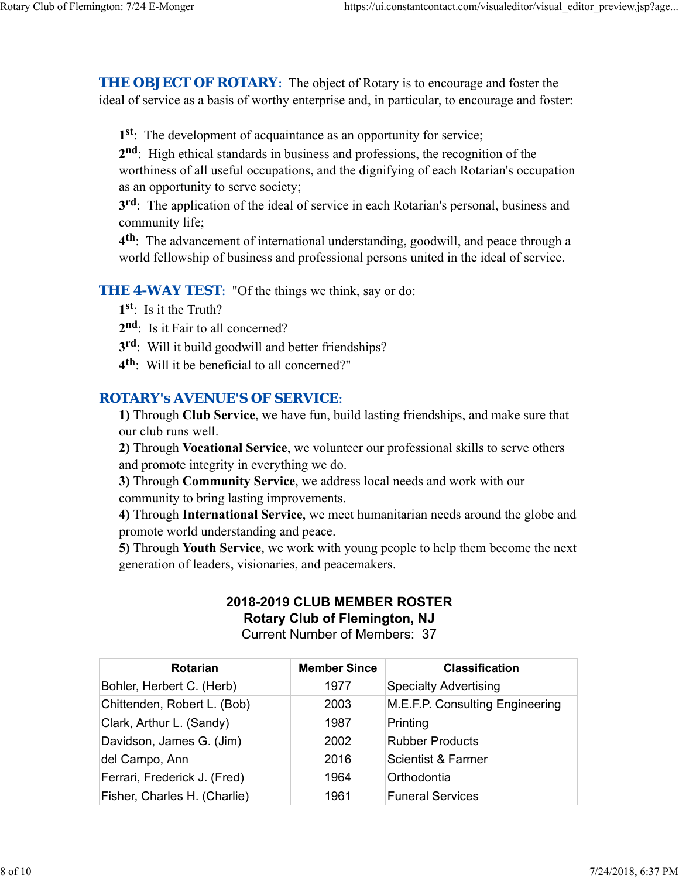**THE OBJECT OF ROTARY**: The object of Rotary is to encourage and foster the ideal of service as a basis of worthy enterprise and, in particular, to encourage and foster:

1st: The development of acquaintance as an opportunity for service;
2nd: High ethical standards in business and professions, the recognition of the worthiness of all useful occupations, and the dignifying of each Rotarian's occupation as an opportunity to serve society;
3rd: The application of the ideal of service in each Rotarian's personal, business and community life;
4th: The advancement of international understanding, goodwill, and peace through a world fellowship of business and professional persons united in the ideal of service.

**THE 4-WAY TEST**: "Of the things we think, say or do:
1st: Is it the Truth?
2nd: Is it Fair to all concerned?
3rd: Will it build goodwill and better friendships?
4th: Will it be beneficial to all concerned?"

**ROTARY's AVENUE'S OF SERVICE**:
**1)** Through **Club Service**, we have fun, build lasting friendships, and make sure that our club runs well.
**2)** Through **Vocational Service**, we volunteer our professional skills to serve others and promote integrity in everything we do.
**3)** Through **Community Service**, we address local needs and work with our community to bring lasting improvements.
**4)** Through **International Service**, we meet humanitarian needs around the globe and promote world understanding and peace.
**5)** Through **Youth Service**, we work with young people to help them become the next generation of leaders, visionaries, and peacemakers.

**2018-2019 CLUB MEMBER ROSTER**
**Rotary Club of Flemington, NJ**
Current Number of Members: 37

| Rotarian | Member Since | Classification |
|---|---|---|
| Bohler, Herbert C. (Herb) | 1977 | Specialty Advertising |
| Chittenden, Robert L. (Bob) | 2003 | M.E.F.P. Consulting Engineering |
| Clark, Arthur L. (Sandy) | 1987 | Printing |
| Davidson, James G. (Jim) | 2002 | Rubber Products |
| del Campo, Ann | 2016 | Scientist & Farmer |
| Ferrari, Frederick J. (Fred) | 1964 | Orthodontia |
| Fisher, Charles H. (Charlie) | 1961 | Funeral Services |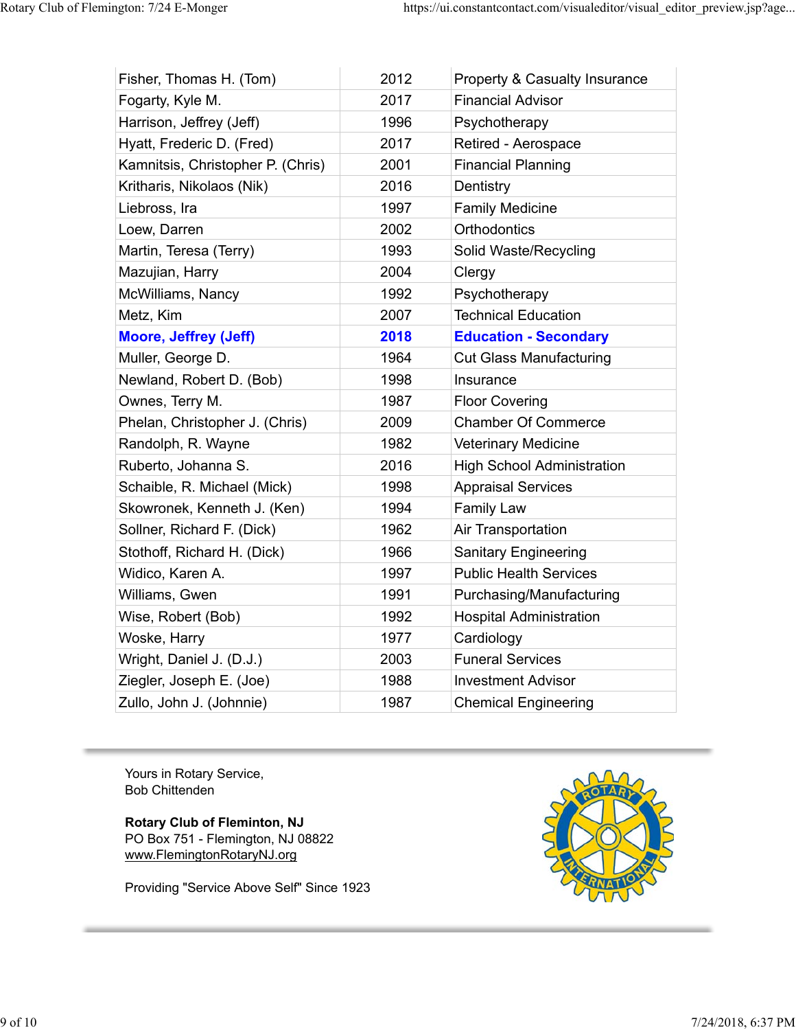| | | |
|---|---|---|
| Fisher, Thomas H. (Tom) | 2012 | Property & Casualty Insurance |
| Fogarty, Kyle M. | 2017 | Financial Advisor |
| Harrison, Jeffrey (Jeff) | 1996 | Psychotherapy |
| Hyatt, Frederic D. (Fred) | 2017 | Retired - Aerospace |
| Kamnitsis, Christopher P. (Chris) | 2001 | Financial Planning |
| Kritharis, Nikolaos (Nik) | 2016 | Dentistry |
| Liebross, Ira | 1997 | Family Medicine |
| Loew, Darren | 2002 | Orthodontics |
| Martin, Teresa (Terry) | 1993 | Solid Waste/Recycling |
| Mazujian, Harry | 2004 | Clergy |
| McWilliams, Nancy | 1992 | Psychotherapy |
| Metz, Kim | 2007 | Technical Education |
| **Moore, Jeffrey (Jeff)** | **2018** | **Education - Secondary** |
| Muller, George D. | 1964 | Cut Glass Manufacturing |
| Newland, Robert D. (Bob) | 1998 | Insurance |
| Ownes, Terry M. | 1987 | Floor Covering |
| Phelan, Christopher J. (Chris) | 2009 | Chamber Of Commerce |
| Randolph, R. Wayne | 1982 | Veterinary Medicine |
| Ruberto, Johanna S. | 2016 | High School Administration |
| Schaible, R. Michael (Mick) | 1998 | Appraisal Services |
| Skowronek, Kenneth J. (Ken) | 1994 | Family Law |
| Sollner, Richard F. (Dick) | 1962 | Air Transportation |
| Stothoff, Richard H. (Dick) | 1966 | Sanitary Engineering |
| Widico, Karen A. | 1997 | Public Health Services |
| Williams, Gwen | 1991 | Purchasing/Manufacturing |
| Wise, Robert (Bob) | 1992 | Hospital Administration |
| Woske, Harry | 1977 | Cardiology |
| Wright, Daniel J. (D.J.) | 2003 | Funeral Services |
| Ziegler, Joseph E. (Joe) | 1988 | Investment Advisor |
| Zullo, John J. (Johnnie) | 1987 | Chemical Engineering |

Yours in Rotary Service,
Bob Chittenden

**Rotary Club of Fleminton, NJ**
PO Box 751 - Flemington, NJ 08822
www.FlemingtonRotaryNJ.org

Providing "Service Above Self" Since 1923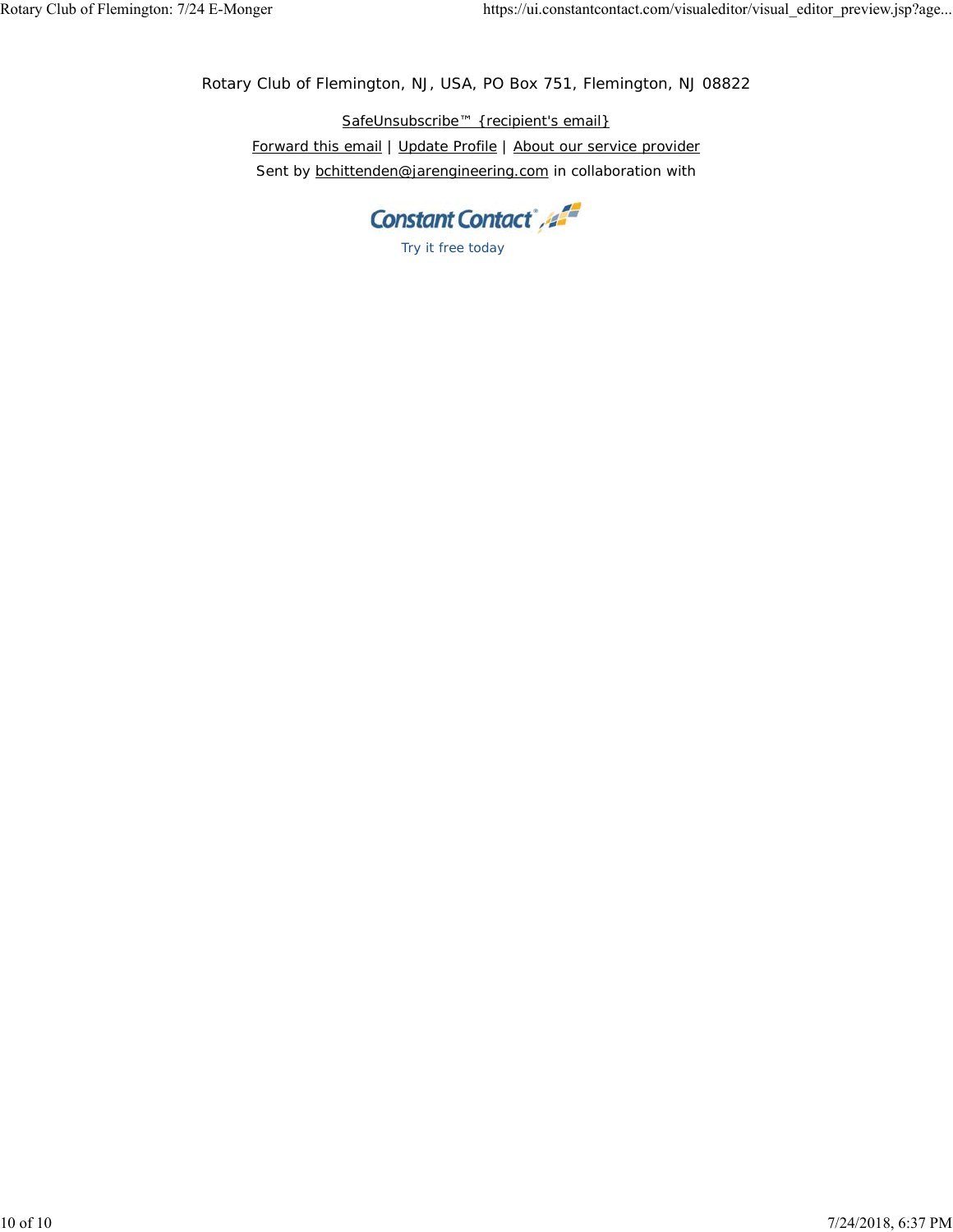Rotary Club of Flemington, NJ, USA, PO Box 751, Flemington, NJ 08822

SafeUnsubscribe™ {recipient's email}

Forward this email | Update Profile | About our service provider

Sent by bchittenden@jarengineering.com in collaboration with

Constant Contact

Try it free today